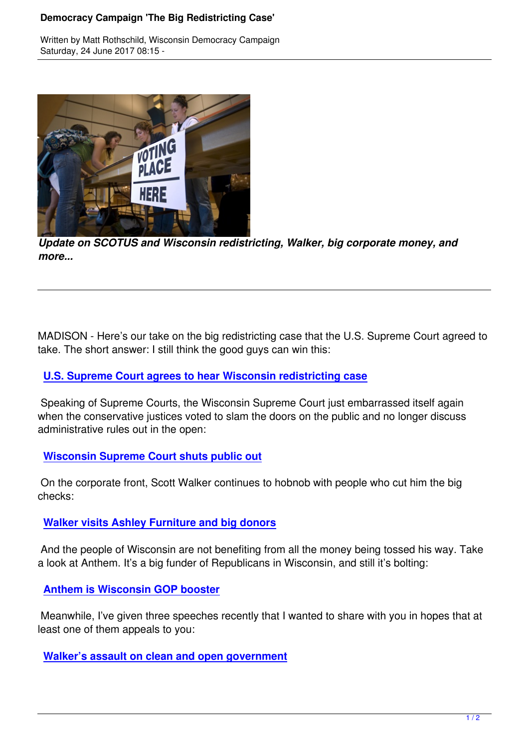# Democracy Campaign 'The Big Redistricting Case'

Written by Matt Rothschild, Wisconsin Democracy Campaign
Saturday, 24 June 2017 08:15 -

***Update on SCOTUS and Wisconsin redistricting, Walker, big corporate money, and more...***

---

MADISON - Here's our take on the big redistricting case that the U.S. Supreme Court agreed to take. The short answer: I still think the good guys can win this:

**U.S. Supreme Court agrees to hear Wisconsin redistricting case**

Speaking of Supreme Courts, the Wisconsin Supreme Court just embarrassed itself again when the conservative justices voted to slam the doors on the public and no longer discuss administrative rules out in the open:

**Wisconsin Supreme Court shuts public out**

On the corporate front, Scott Walker continues to hobnob with people who cut him the big checks:

**Walker visits Ashley Furniture and big donors**

And the people of Wisconsin are not benefiting from all the money being tossed his way. Take a look at Anthem. It's a big funder of Republicans in Wisconsin, and still it's bolting:

**Anthem is Wisconsin GOP booster**

Meanwhile, I've given three speeches recently that I wanted to share with you in hopes that at least one of them appeals to you:

**Walker's assault on clean and open government**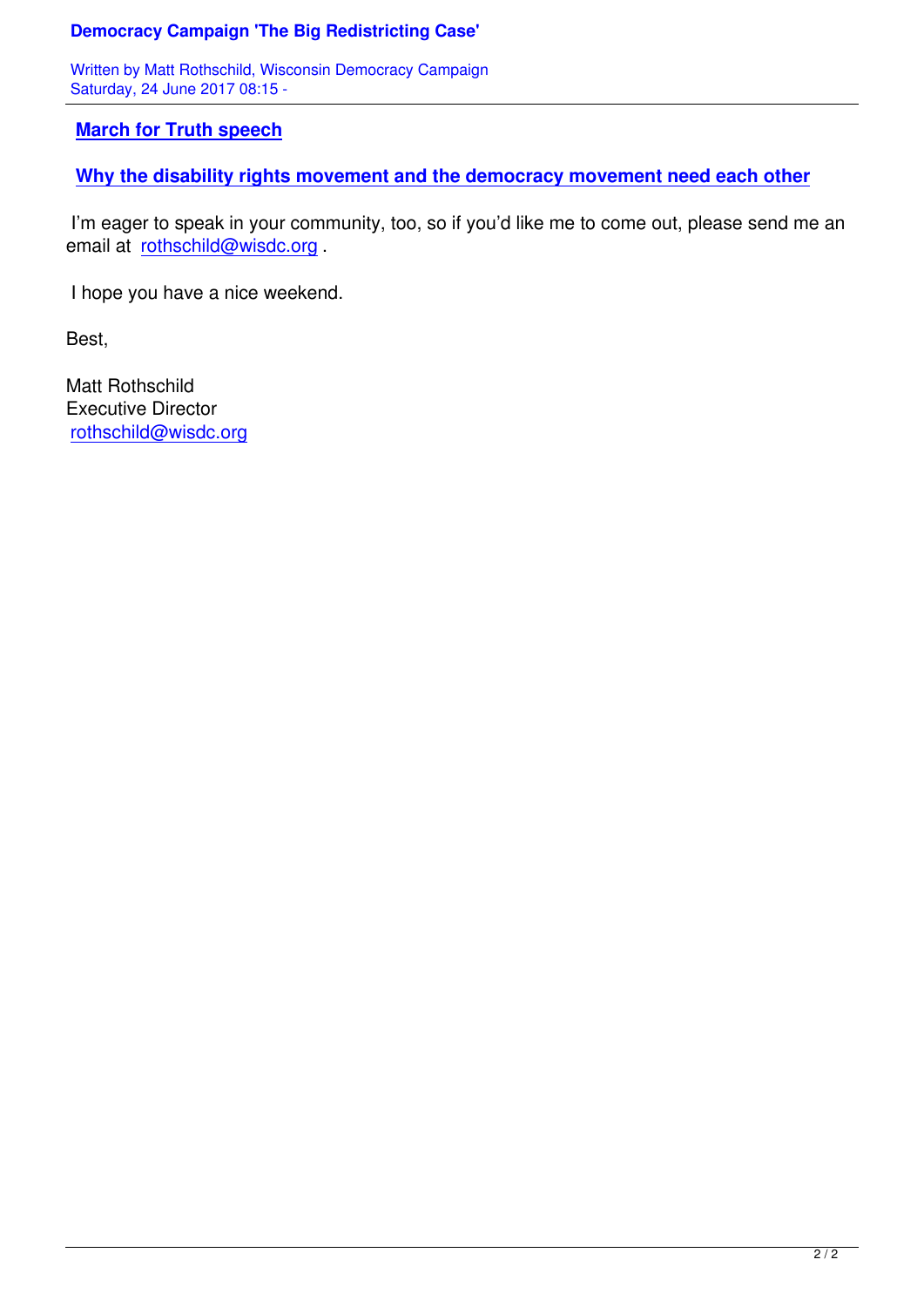**March for Truth speech**

**Why the disability rights movement and the democracy movement need each other**

I'm eager to speak in your community, too, so if you'd like me to come out, please send me an email at rothschild@wisdc.org .

I hope you have a nice weekend.

Best,

Matt Rothschild
Executive Director
rothschild@wisdc.org